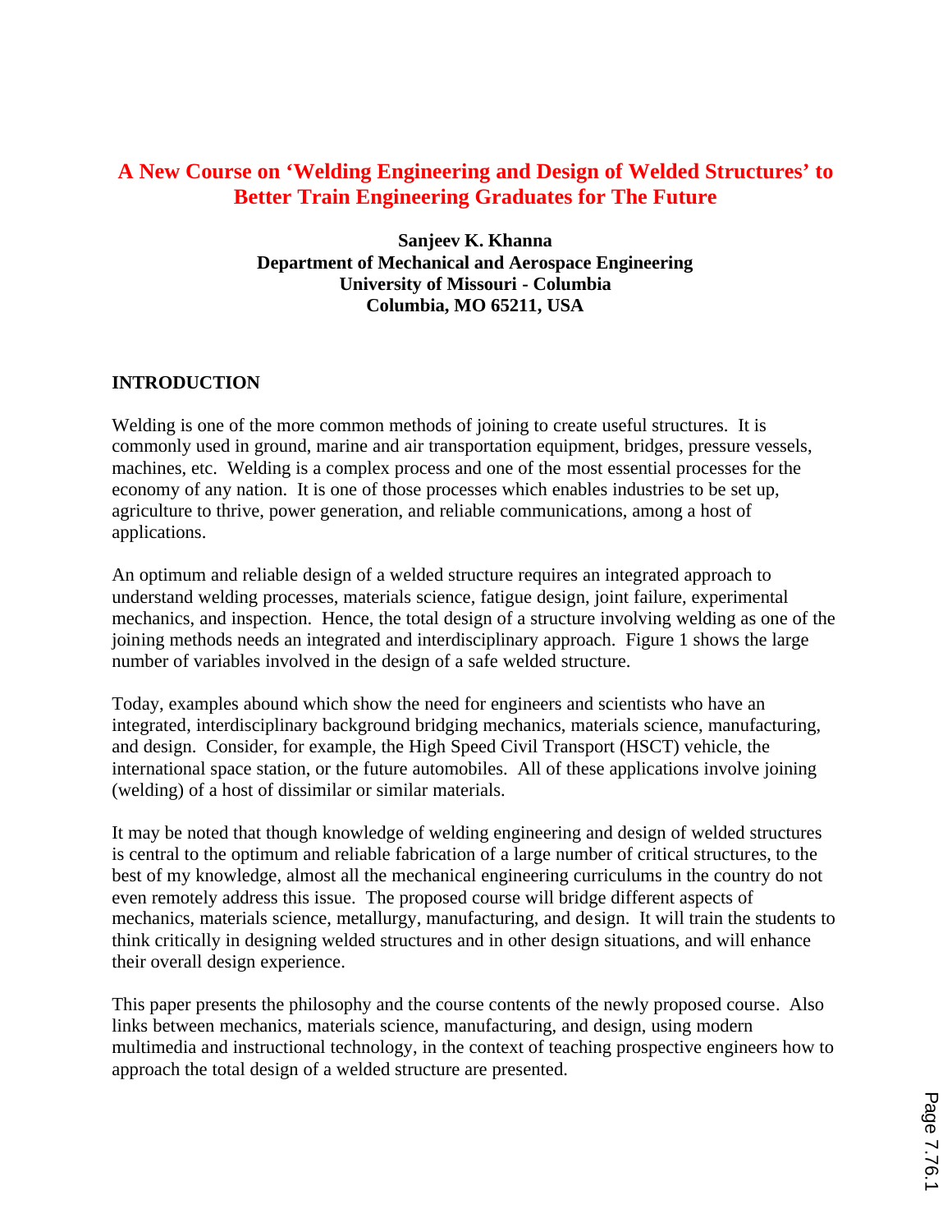# A New Course on 'Welding Engineering and Design of Welded Structures' to Better Train Engineering Graduates for The Future

**Sanjeev K. Khanna**
**Department of Mechanical and Aerospace Engineering**
**University of Missouri - Columbia**
**Columbia, MO 65211, USA**

## INTRODUCTION

Welding is one of the more common methods of joining to create useful structures. It is commonly used in ground, marine and air transportation equipment, bridges, pressure vessels, machines, etc. Welding is a complex process and one of the most essential processes for the economy of any nation. It is one of those processes which enables industries to be set up, agriculture to thrive, power generation, and reliable communications, among a host of applications.

An optimum and reliable design of a welded structure requires an integrated approach to understand welding processes, materials science, fatigue design, joint failure, experimental mechanics, and inspection. Hence, the total design of a structure involving welding as one of the joining methods needs an integrated and interdisciplinary approach. Figure 1 shows the large number of variables involved in the design of a safe welded structure.

Today, examples abound which show the need for engineers and scientists who have an integrated, interdisciplinary background bridging mechanics, materials science, manufacturing, and design. Consider, for example, the High Speed Civil Transport (HSCT) vehicle, the international space station, or the future automobiles. All of these applications involve joining (welding) of a host of dissimilar or similar materials.

It may be noted that though knowledge of welding engineering and design of welded structures is central to the optimum and reliable fabrication of a large number of critical structures, to the best of my knowledge, almost all the mechanical engineering curriculums in the country do not even remotely address this issue. The proposed course will bridge different aspects of mechanics, materials science, metallurgy, manufacturing, and design. It will train the students to think critically in designing welded structures and in other design situations, and will enhance their overall design experience.

This paper presents the philosophy and the course contents of the newly proposed course. Also links between mechanics, materials science, manufacturing, and design, using modern multimedia and instructional technology, in the context of teaching prospective engineers how to approach the total design of a welded structure are presented.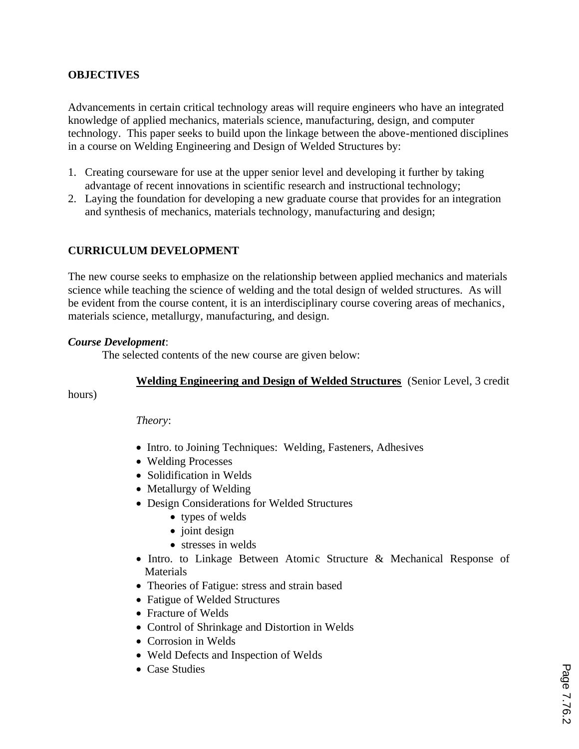## OBJECTIVES

Advancements in certain critical technology areas will require engineers who have an integrated knowledge of applied mechanics, materials science, manufacturing, design, and computer technology. This paper seeks to build upon the linkage between the above-mentioned disciplines in a course on Welding Engineering and Design of Welded Structures by:

1. Creating courseware for use at the upper senior level and developing it further by taking advantage of recent innovations in scientific research and instructional technology;
2. Laying the foundation for developing a new graduate course that provides for an integration and synthesis of mechanics, materials technology, manufacturing and design;

## CURRICULUM DEVELOPMENT

The new course seeks to emphasize on the relationship between applied mechanics and materials science while teaching the science of welding and the total design of welded structures. As will be evident from the course content, it is an interdisciplinary course covering areas of mechanics, materials science, metallurgy, manufacturing, and design.

***Course Development***:

The selected contents of the new course are given below:

**<u>Welding Engineering and Design of Welded Structures</u>** (Senior Level, 3 credit hours)

*Theory*:

- Intro. to Joining Techniques: Welding, Fasteners, Adhesives
- Welding Processes
- Solidification in Welds
- Metallurgy of Welding
- Design Considerations for Welded Structures
  - types of welds
  - joint design
  - stresses in welds
- Intro. to Linkage Between Atomic Structure & Mechanical Response of Materials
- Theories of Fatigue: stress and strain based
- Fatigue of Welded Structures
- Fracture of Welds
- Control of Shrinkage and Distortion in Welds
- Corrosion in Welds
- Weld Defects and Inspection of Welds
- Case Studies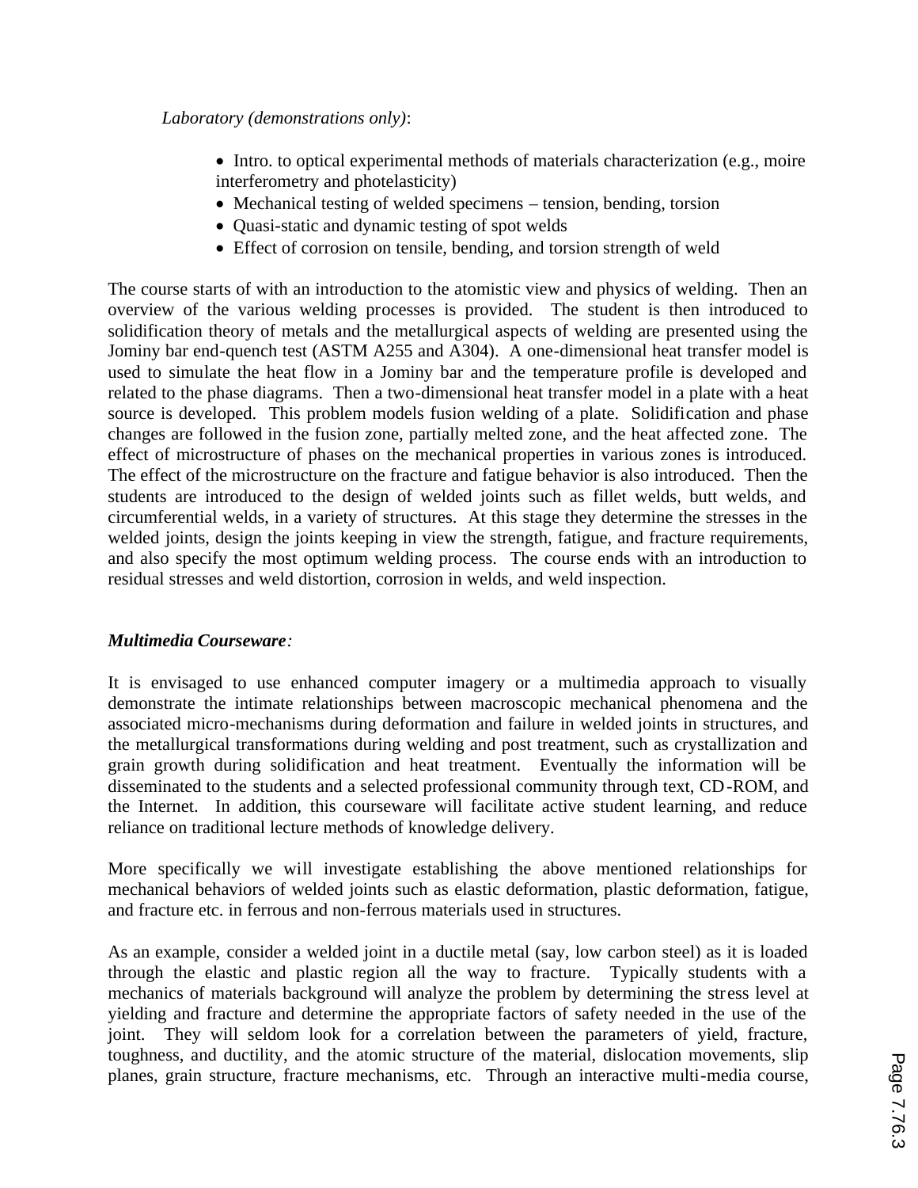*Laboratory (demonstrations only)*:

- Intro. to optical experimental methods of materials characterization (e.g., moire interferometry and photelasticity)
- Mechanical testing of welded specimens – tension, bending, torsion
- Quasi-static and dynamic testing of spot welds
- Effect of corrosion on tensile, bending, and torsion strength of weld

The course starts of with an introduction to the atomistic view and physics of welding. Then an overview of the various welding processes is provided. The student is then introduced to solidification theory of metals and the metallurgical aspects of welding are presented using the Jominy bar end-quench test (ASTM A255 and A304). A one-dimensional heat transfer model is used to simulate the heat flow in a Jominy bar and the temperature profile is developed and related to the phase diagrams. Then a two-dimensional heat transfer model in a plate with a heat source is developed. This problem models fusion welding of a plate. Solidification and phase changes are followed in the fusion zone, partially melted zone, and the heat affected zone. The effect of microstructure of phases on the mechanical properties in various zones is introduced. The effect of the microstructure on the fracture and fatigue behavior is also introduced. Then the students are introduced to the design of welded joints such as fillet welds, butt welds, and circumferential welds, in a variety of structures. At this stage they determine the stresses in the welded joints, design the joints keeping in view the strength, fatigue, and fracture requirements, and also specify the most optimum welding process. The course ends with an introduction to residual stresses and weld distortion, corrosion in welds, and weld inspection.

***Multimedia Courseware:***

It is envisaged to use enhanced computer imagery or a multimedia approach to visually demonstrate the intimate relationships between macroscopic mechanical phenomena and the associated micro-mechanisms during deformation and failure in welded joints in structures, and the metallurgical transformations during welding and post treatment, such as crystallization and grain growth during solidification and heat treatment. Eventually the information will be disseminated to the students and a selected professional community through text, CD-ROM, and the Internet. In addition, this courseware will facilitate active student learning, and reduce reliance on traditional lecture methods of knowledge delivery.

More specifically we will investigate establishing the above mentioned relationships for mechanical behaviors of welded joints such as elastic deformation, plastic deformation, fatigue, and fracture etc. in ferrous and non-ferrous materials used in structures.

As an example, consider a welded joint in a ductile metal (say, low carbon steel) as it is loaded through the elastic and plastic region all the way to fracture. Typically students with a mechanics of materials background will analyze the problem by determining the stress level at yielding and fracture and determine the appropriate factors of safety needed in the use of the joint. They will seldom look for a correlation between the parameters of yield, fracture, toughness, and ductility, and the atomic structure of the material, dislocation movements, slip planes, grain structure, fracture mechanisms, etc. Through an interactive multi-media course,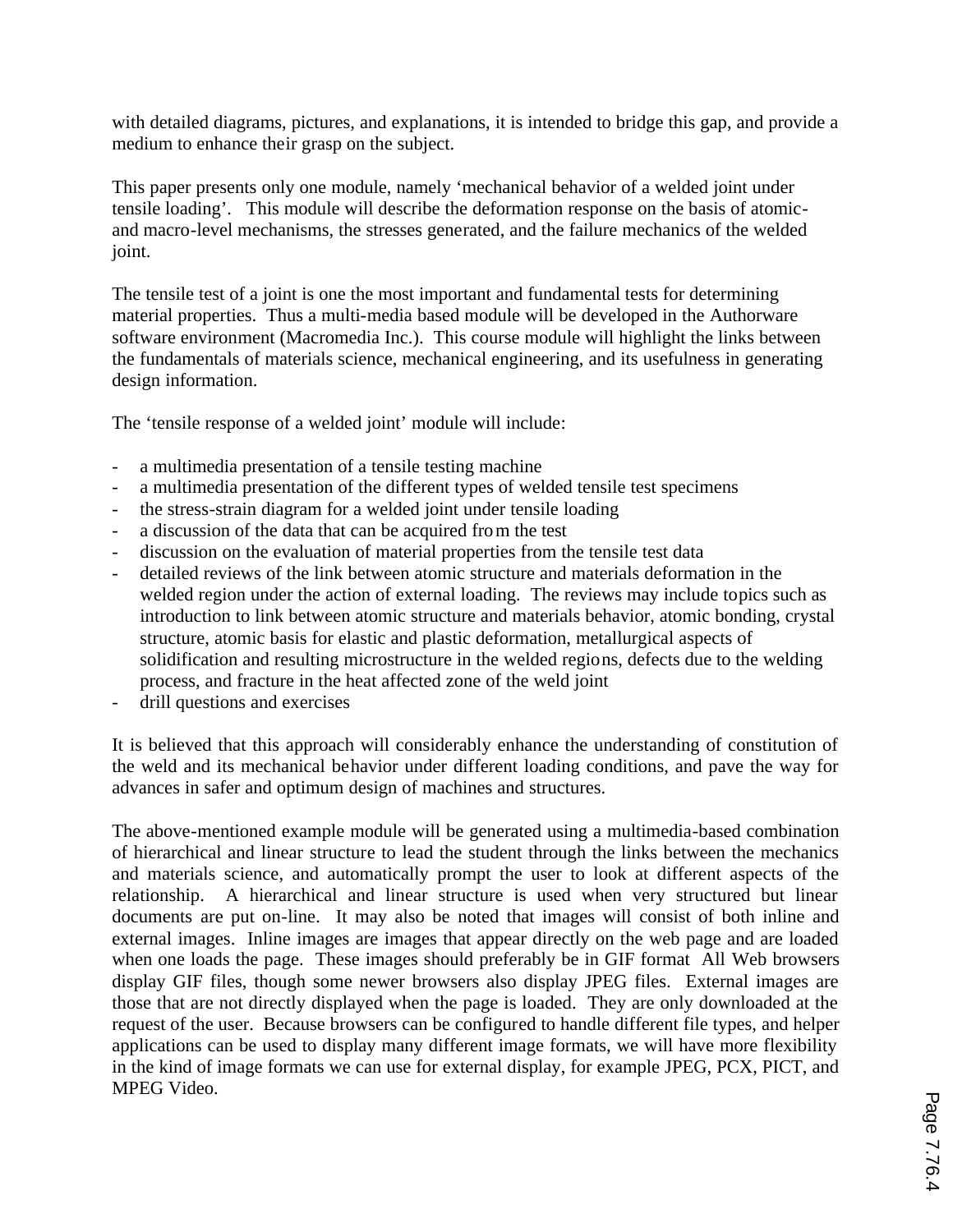with detailed diagrams, pictures, and explanations, it is intended to bridge this gap, and provide a medium to enhance their grasp on the subject.

This paper presents only one module, namely 'mechanical behavior of a welded joint under tensile loading'. This module will describe the deformation response on the basis of atomic- and macro-level mechanisms, the stresses generated, and the failure mechanics of the welded joint.

The tensile test of a joint is one the most important and fundamental tests for determining material properties. Thus a multi-media based module will be developed in the Authorware software environment (Macromedia Inc.). This course module will highlight the links between the fundamentals of materials science, mechanical engineering, and its usefulness in generating design information.

The 'tensile response of a welded joint' module will include:

- a multimedia presentation of a tensile testing machine
- a multimedia presentation of the different types of welded tensile test specimens
- the stress-strain diagram for a welded joint under tensile loading
- a discussion of the data that can be acquired from the test
- discussion on the evaluation of material properties from the tensile test data
- detailed reviews of the link between atomic structure and materials deformation in the welded region under the action of external loading. The reviews may include topics such as introduction to link between atomic structure and materials behavior, atomic bonding, crystal structure, atomic basis for elastic and plastic deformation, metallurgical aspects of solidification and resulting microstructure in the welded regions, defects due to the welding process, and fracture in the heat affected zone of the weld joint
- drill questions and exercises

It is believed that this approach will considerably enhance the understanding of constitution of the weld and its mechanical behavior under different loading conditions, and pave the way for advances in safer and optimum design of machines and structures.

The above-mentioned example module will be generated using a multimedia-based combination of hierarchical and linear structure to lead the student through the links between the mechanics and materials science, and automatically prompt the user to look at different aspects of the relationship. A hierarchical and linear structure is used when very structured but linear documents are put on-line. It may also be noted that images will consist of both inline and external images. Inline images are images that appear directly on the web page and are loaded when one loads the page. These images should preferably be in GIF format All Web browsers display GIF files, though some newer browsers also display JPEG files. External images are those that are not directly displayed when the page is loaded. They are only downloaded at the request of the user. Because browsers can be configured to handle different file types, and helper applications can be used to display many different image formats, we will have more flexibility in the kind of image formats we can use for external display, for example JPEG, PCX, PICT, and MPEG Video.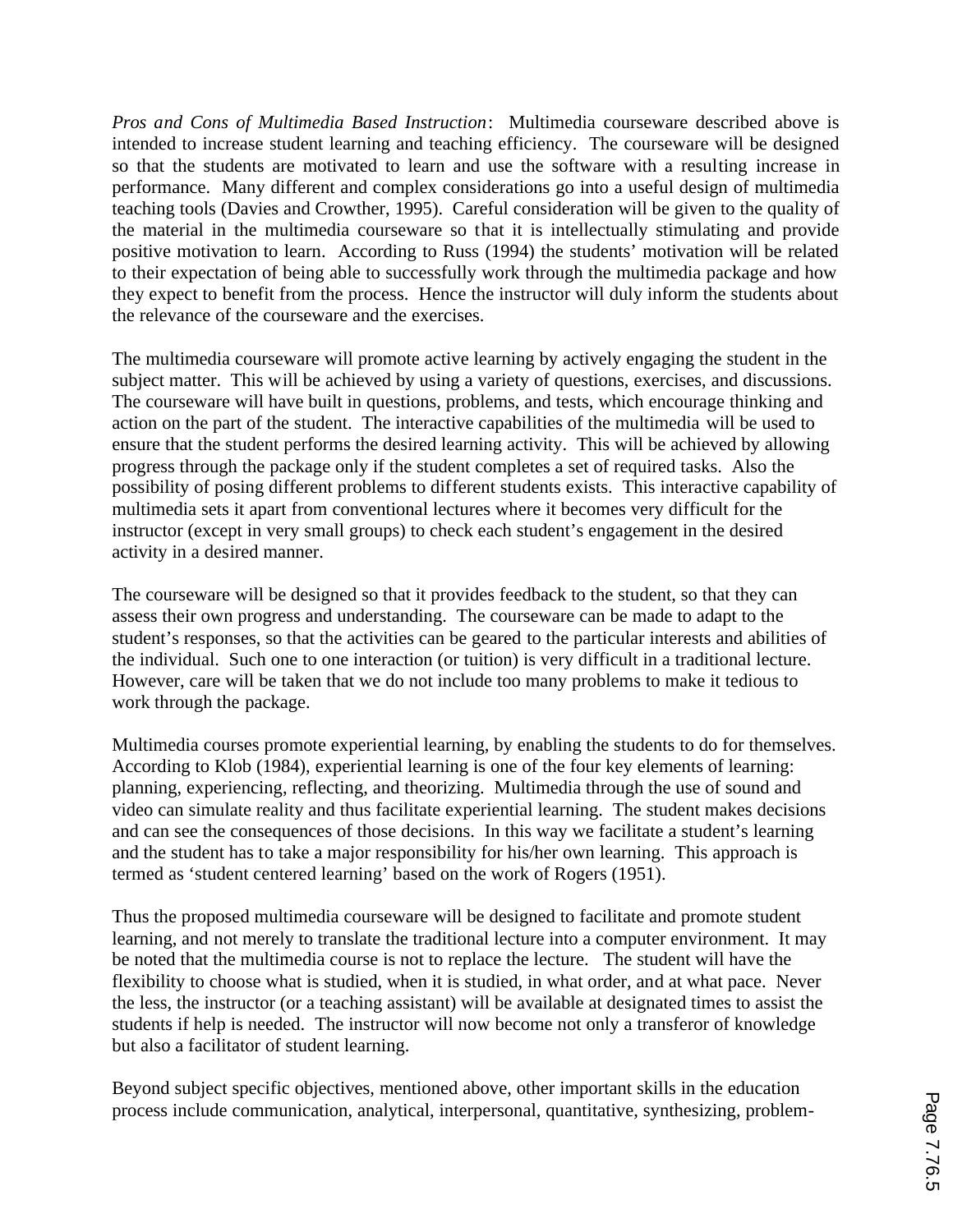*Pros and Cons of Multimedia Based Instruction*: Multimedia courseware described above is intended to increase student learning and teaching efficiency. The courseware will be designed so that the students are motivated to learn and use the software with a resulting increase in performance. Many different and complex considerations go into a useful design of multimedia teaching tools (Davies and Crowther, 1995). Careful consideration will be given to the quality of the material in the multimedia courseware so that it is intellectually stimulating and provide positive motivation to learn. According to Russ (1994) the students' motivation will be related to their expectation of being able to successfully work through the multimedia package and how they expect to benefit from the process. Hence the instructor will duly inform the students about the relevance of the courseware and the exercises.

The multimedia courseware will promote active learning by actively engaging the student in the subject matter. This will be achieved by using a variety of questions, exercises, and discussions. The courseware will have built in questions, problems, and tests, which encourage thinking and action on the part of the student. The interactive capabilities of the multimedia will be used to ensure that the student performs the desired learning activity. This will be achieved by allowing progress through the package only if the student completes a set of required tasks. Also the possibility of posing different problems to different students exists. This interactive capability of multimedia sets it apart from conventional lectures where it becomes very difficult for the instructor (except in very small groups) to check each student's engagement in the desired activity in a desired manner.

The courseware will be designed so that it provides feedback to the student, so that they can assess their own progress and understanding. The courseware can be made to adapt to the student's responses, so that the activities can be geared to the particular interests and abilities of the individual. Such one to one interaction (or tuition) is very difficult in a traditional lecture. However, care will be taken that we do not include too many problems to make it tedious to work through the package.

Multimedia courses promote experiential learning, by enabling the students to do for themselves. According to Klob (1984), experiential learning is one of the four key elements of learning: planning, experiencing, reflecting, and theorizing. Multimedia through the use of sound and video can simulate reality and thus facilitate experiential learning. The student makes decisions and can see the consequences of those decisions. In this way we facilitate a student's learning and the student has to take a major responsibility for his/her own learning. This approach is termed as 'student centered learning' based on the work of Rogers (1951).

Thus the proposed multimedia courseware will be designed to facilitate and promote student learning, and not merely to translate the traditional lecture into a computer environment. It may be noted that the multimedia course is not to replace the lecture. The student will have the flexibility to choose what is studied, when it is studied, in what order, and at what pace. Never the less, the instructor (or a teaching assistant) will be available at designated times to assist the students if help is needed. The instructor will now become not only a transferor of knowledge but also a facilitator of student learning.

Beyond subject specific objectives, mentioned above, other important skills in the education process include communication, analytical, interpersonal, quantitative, synthesizing, problem-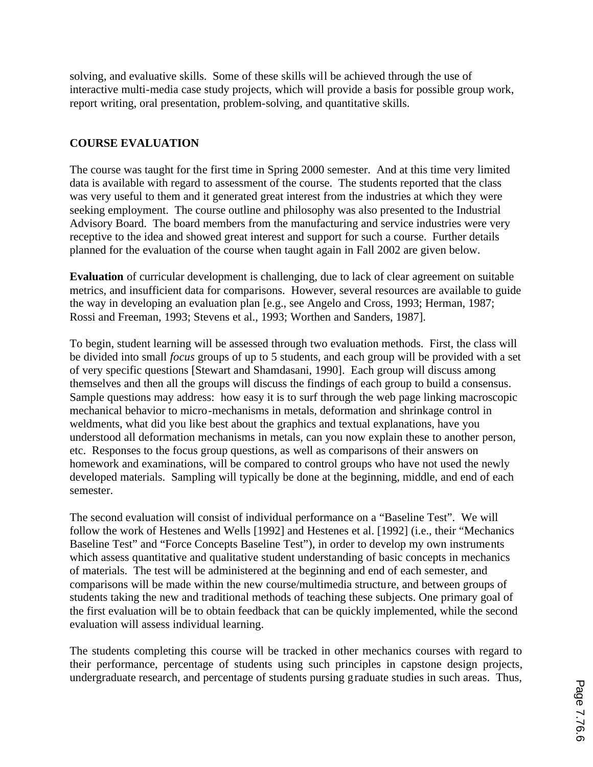solving, and evaluative skills. Some of these skills will be achieved through the use of interactive multi-media case study projects, which will provide a basis for possible group work, report writing, oral presentation, problem-solving, and quantitative skills.

## COURSE EVALUATION

The course was taught for the first time in Spring 2000 semester. And at this time very limited data is available with regard to assessment of the course. The students reported that the class was very useful to them and it generated great interest from the industries at which they were seeking employment. The course outline and philosophy was also presented to the Industrial Advisory Board. The board members from the manufacturing and service industries were very receptive to the idea and showed great interest and support for such a course. Further details planned for the evaluation of the course when taught again in Fall 2002 are given below.

**Evaluation** of curricular development is challenging, due to lack of clear agreement on suitable metrics, and insufficient data for comparisons. However, several resources are available to guide the way in developing an evaluation plan [e.g., see Angelo and Cross, 1993; Herman, 1987; Rossi and Freeman, 1993; Stevens et al., 1993; Worthen and Sanders, 1987].

To begin, student learning will be assessed through two evaluation methods. First, the class will be divided into small *focus* groups of up to 5 students, and each group will be provided with a set of very specific questions [Stewart and Shamdasani, 1990]. Each group will discuss among themselves and then all the groups will discuss the findings of each group to build a consensus. Sample questions may address: how easy it is to surf through the web page linking macroscopic mechanical behavior to micro-mechanisms in metals, deformation and shrinkage control in weldments, what did you like best about the graphics and textual explanations, have you understood all deformation mechanisms in metals, can you now explain these to another person, etc. Responses to the focus group questions, as well as comparisons of their answers on homework and examinations, will be compared to control groups who have not used the newly developed materials. Sampling will typically be done at the beginning, middle, and end of each semester.

The second evaluation will consist of individual performance on a "Baseline Test". We will follow the work of Hestenes and Wells [1992] and Hestenes et al. [1992] (i.e., their "Mechanics Baseline Test" and "Force Concepts Baseline Test"), in order to develop my own instruments which assess quantitative and qualitative student understanding of basic concepts in mechanics of materials. The test will be administered at the beginning and end of each semester, and comparisons will be made within the new course/multimedia structure, and between groups of students taking the new and traditional methods of teaching these subjects. One primary goal of the first evaluation will be to obtain feedback that can be quickly implemented, while the second evaluation will assess individual learning.

The students completing this course will be tracked in other mechanics courses with regard to their performance, percentage of students using such principles in capstone design projects, undergraduate research, and percentage of students pursing graduate studies in such areas. Thus,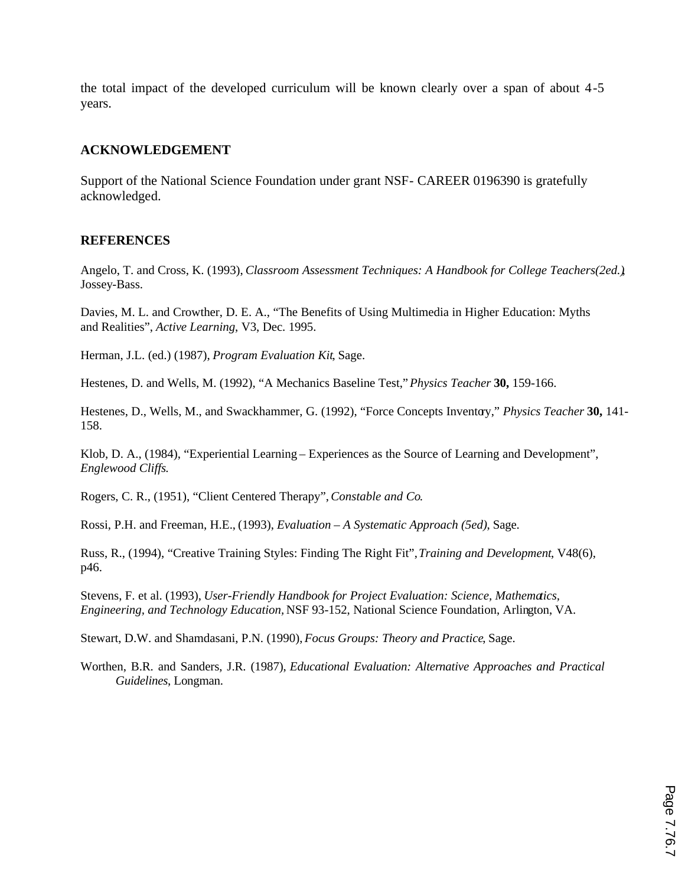the total impact of the developed curriculum will be known clearly over a span of about 4-5 years.

## ACKNOWLEDGEMENT

Support of the National Science Foundation under grant NSF- CAREER 0196390 is gratefully acknowledged.

## REFERENCES

Angelo, T. and Cross, K. (1993), *Classroom Assessment Techniques: A Handbook for College Teachers(2ed.)*, Jossey-Bass.

Davies, M. L. and Crowther, D. E. A., "The Benefits of Using Multimedia in Higher Education: Myths and Realities", *Active Learning*, V3, Dec. 1995.

Herman, J.L. (ed.) (1987), *Program Evaluation Kit*, Sage.

Hestenes, D. and Wells, M. (1992), "A Mechanics Baseline Test," *Physics Teacher* **30,** 159-166.

Hestenes, D., Wells, M., and Swackhammer, G. (1992), "Force Concepts Inventory," *Physics Teacher* **30,** 141-158.

Klob, D. A., (1984), "Experiential Learning – Experiences as the Source of Learning and Development", *Englewood Cliffs*.

Rogers, C. R., (1951), "Client Centered Therapy", *Constable and Co*.

Rossi, P.H. and Freeman, H.E., (1993), *Evaluation – A Systematic Approach (5ed)*, Sage.

Russ, R., (1994), "Creative Training Styles: Finding The Right Fit", *Training and Development*, V48(6), p46.

Stevens, F. et al. (1993), *User-Friendly Handbook for Project Evaluation: Science, Mathematics, Engineering, and Technology Education*, NSF 93-152, National Science Foundation, Arlington, VA.

Stewart, D.W. and Shamdasani, P.N. (1990), *Focus Groups: Theory and Practice*, Sage.

Worthen, B.R. and Sanders, J.R. (1987), *Educational Evaluation: Alternative Approaches and Practical Guidelines*, Longman.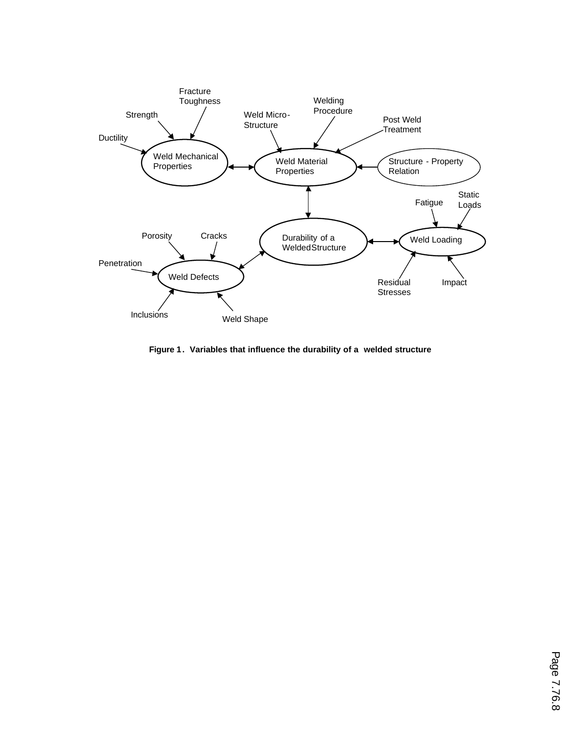Fracture Toughness

Strength

Ductility

Weld Mechanical Properties

Weld Micro-Structure

Welding Procedure

Post Weld Treatment

Weld Material Properties

Structure - Property Relation

Fatigue

Static Loads

Porosity

Cracks

Penetration

Weld Defects

Durability of a Welded Structure

Weld Loading

Inclusions

Weld Shape

Residual Stresses

Impact

**Figure 1. Variables that influence the durability of a welded structure**